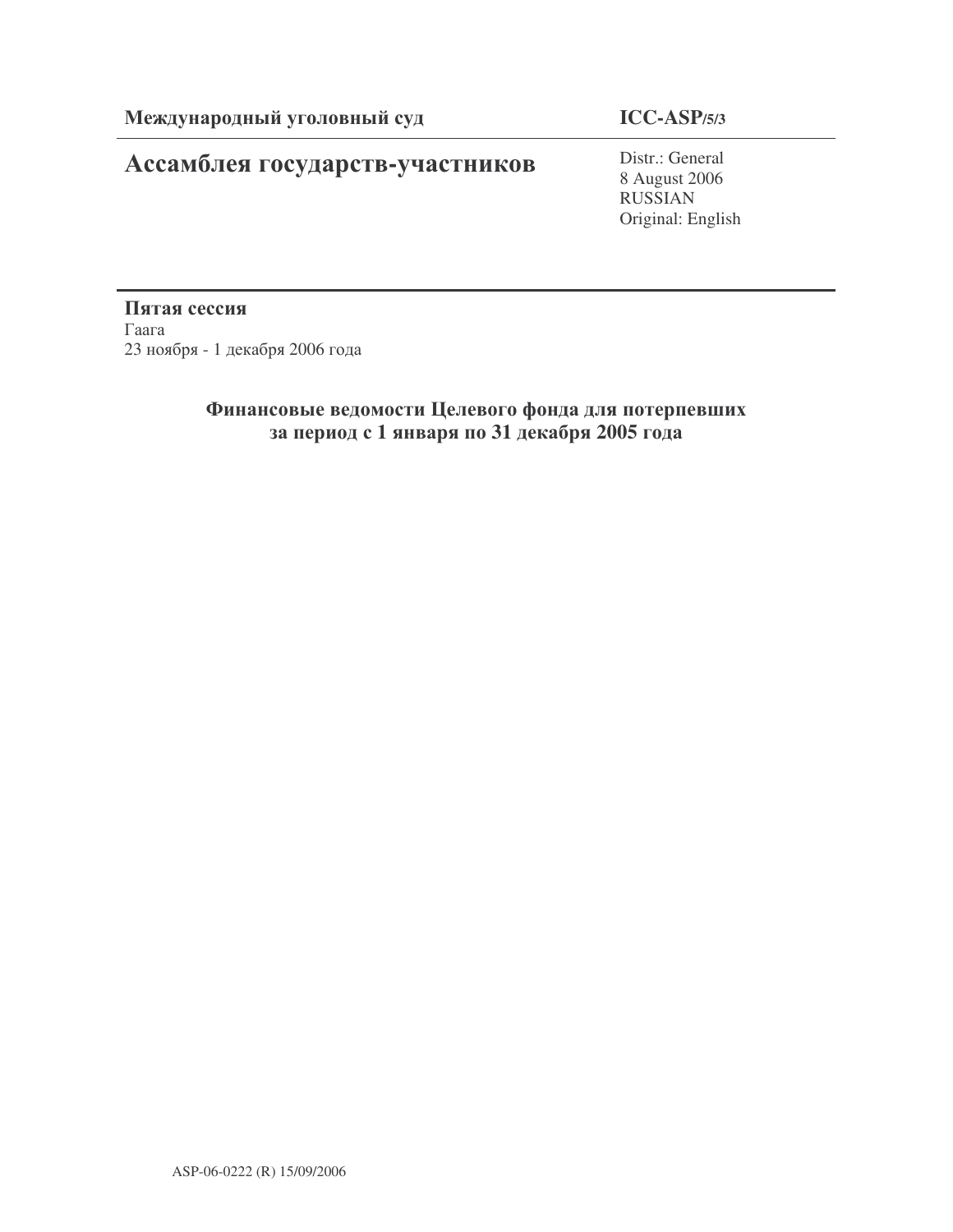**Международный уголовный суд**

**ICC-ASP/5/3**

# Ассамблея государств-участников

Distr.: General
8 August 2006
RUSSIAN
Original: English

**Пятая сессия**
Гаага
23 ноября - 1 декабря 2006 года

## Финансовые ведомости Целевого фонда для потерпевших за период с 1 января по 31 декабря 2005 года

ASP-06-0222 (R) 15/09/2006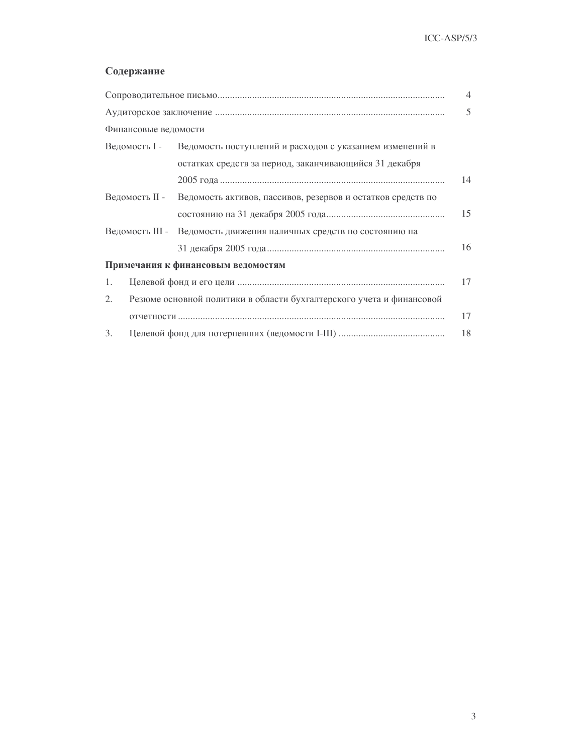## Содержание

| | | |
|---|---|---|
| Сопроводительное письмо | | 4 |
| Аудиторское заключение | | 5 |
| Финансовые ведомости | | |
| Ведомость I - | Ведомость поступлений и расходов с указанием изменений в остатках средств за период, заканчивающийся 31 декабря 2005 года | 14 |
| Ведомость II - | Ведомость активов, пассивов, резервов и остатков средств по состоянию на 31 декабря 2005 года | 15 |
| Ведомость III - | Ведомость движения наличных средств по состоянию на 31 декабря 2005 года | 16 |
| **Примечания к финансовым ведомостям** | | |
| 1. | Целевой фонд и его цели | 17 |
| 2. | Резюме основной политики в области бухгалтерского учета и финансовой отчетности | 17 |
| 3. | Целевой фонд для потерпевших (ведомости I-III) | 18 |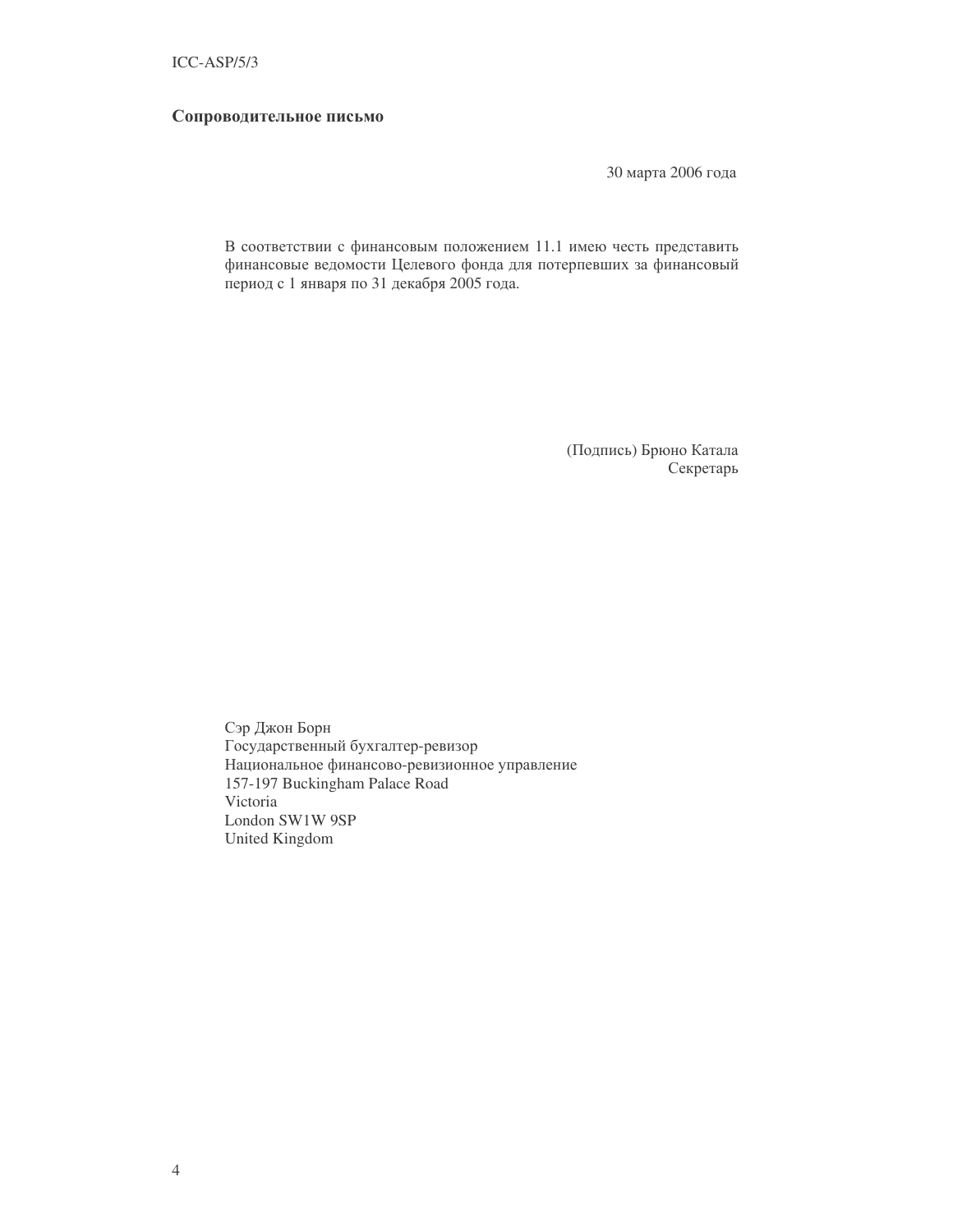**Сопроводительное письмо**

30 марта 2006 года

В соответствии с финансовым положением 11.1 имею честь представить финансовые ведомости Целевого фонда для потерпевших за финансовый период с 1 января по 31 декабря 2005 года.

(Подпись) Брюно Катала
Секретарь

Сэр Джон Борн
Государственный бухгалтер-ревизор
Национальное финансово-ревизионное управление
157-197 Buckingham Palace Road
Victoria
London SW1W 9SP
United Kingdom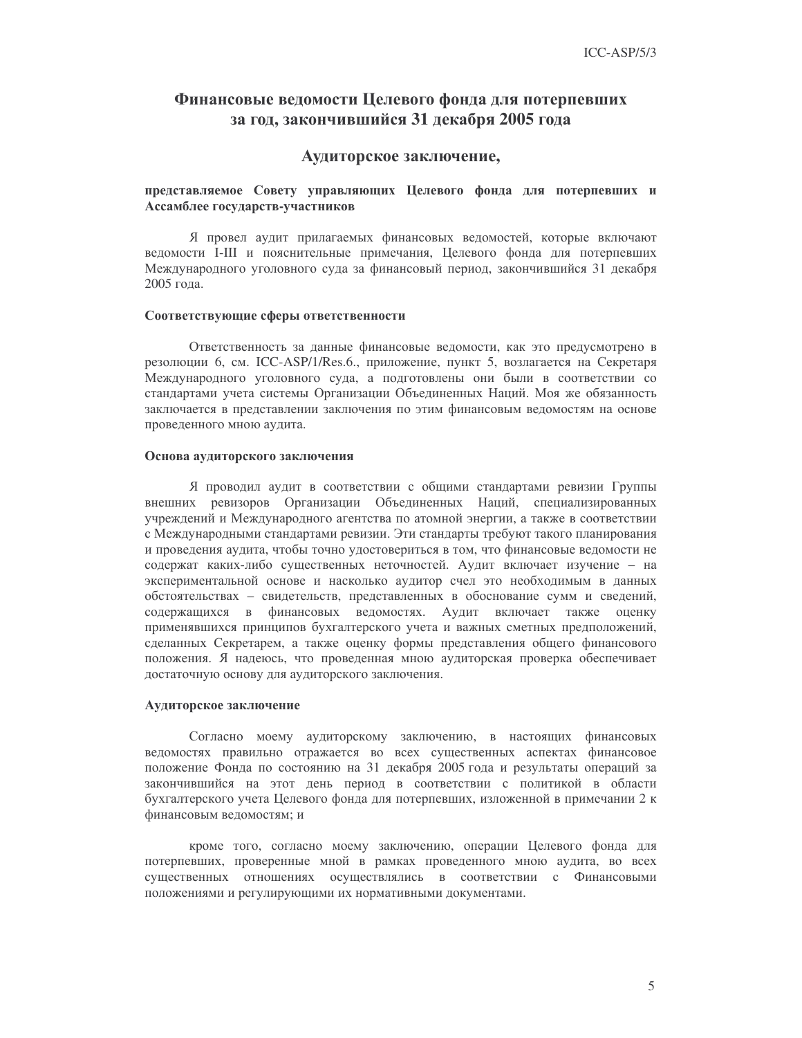# Финансовые ведомости Целевого фонда для потерпевших за год, закончившийся 31 декабря 2005 года

## Аудиторское заключение,

**представляемое Совету управляющих Целевого фонда для потерпевших и Ассамблее государств-участников**

Я провел аудит прилагаемых финансовых ведомостей, которые включают ведомости I-III и пояснительные примечания, Целевого фонда для потерпевших Международного уголовного суда за финансовый период, закончившийся 31 декабря 2005 года.

### Соответствующие сферы ответственности

Ответственность за данные финансовые ведомости, как это предусмотрено в резолюции 6, см. ICC-ASP/1/Res.6., приложение, пункт 5, возлагается на Секретаря Международного уголовного суда, а подготовлены они были в соответствии со стандартами учета системы Организации Объединенных Наций. Моя же обязанность заключается в представлении заключения по этим финансовым ведомостям на основе проведенного мною аудита.

### Основа аудиторского заключения

Я проводил аудит в соответствии с общими стандартами ревизии Группы внешних ревизоров Организации Объединенных Наций, специализированных учреждений и Международного агентства по атомной энергии, а также в соответствии с Международными стандартами ревизии. Эти стандарты требуют такого планирования и проведения аудита, чтобы точно удостовериться в том, что финансовые ведомости не содержат каких-либо существенных неточностей. Аудит включает изучение – на экспериментальной основе и насколько аудитор счел это необходимым в данных обстоятельствах – свидетельств, представленных в обоснование сумм и сведений, содержащихся в финансовых ведомостях. Аудит включает также оценку применявшихся принципов бухгалтерского учета и важных сметных предположений, сделанных Секретарем, а также оценку формы представления общего финансового положения. Я надеюсь, что проведенная мною аудиторская проверка обеспечивает достаточную основу для аудиторского заключения.

### Аудиторское заключение

Согласно моему аудиторскому заключению, в настоящих финансовых ведомостях правильно отражается во всех существенных аспектах финансовое положение Фонда по состоянию на 31 декабря 2005 года и результаты операций за закончившийся на этот день период в соответствии с политикой в области бухгалтерского учета Целевого фонда для потерпевших, изложенной в примечании 2 к финансовым ведомостям; и

кроме того, согласно моему заключению, операции Целевого фонда для потерпевших, проверенные мной в рамках проведенного мною аудита, во всех существенных отношениях осуществлялись в соответствии с Финансовыми положениями и регулирующими их нормативными документами.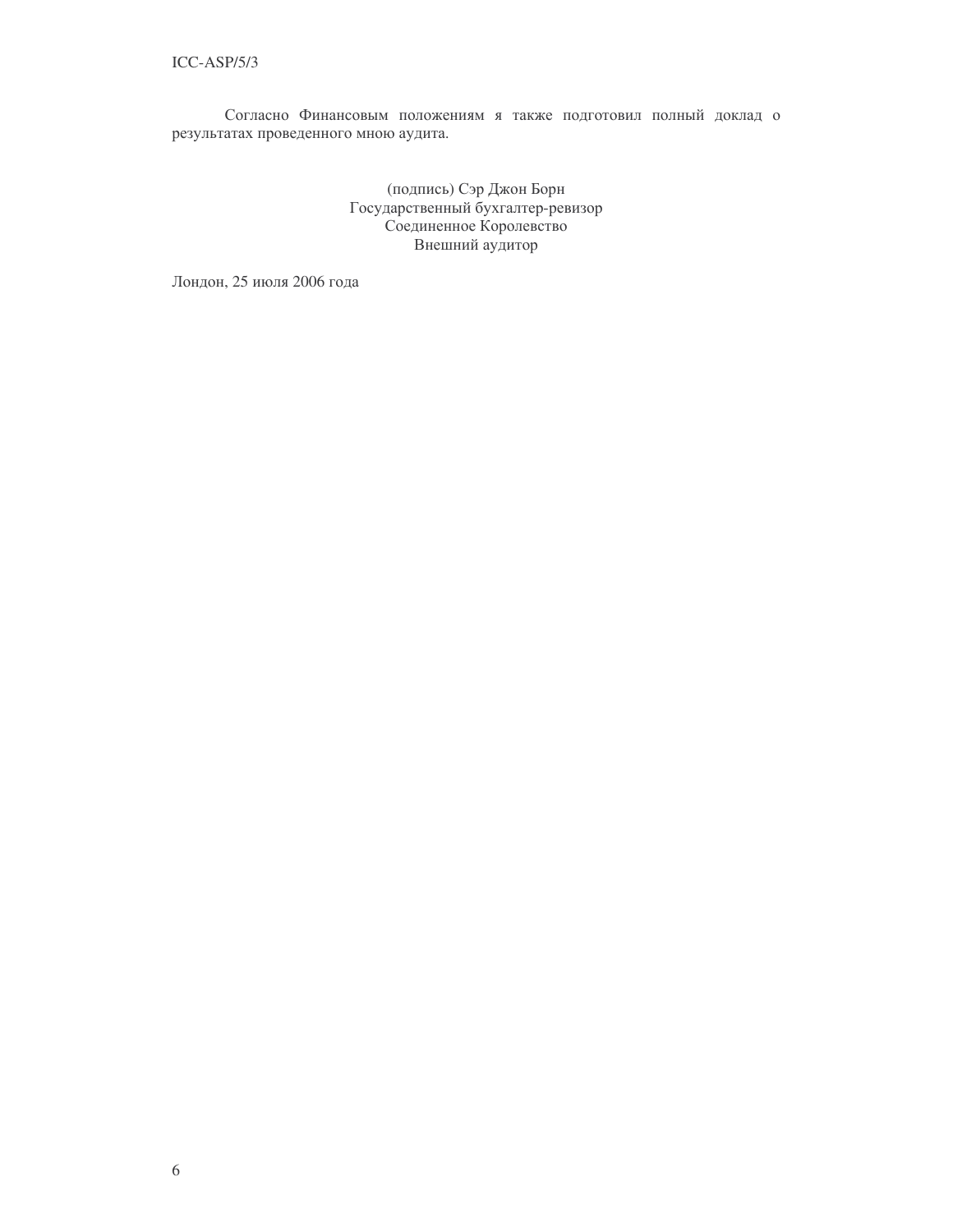Согласно Финансовым положениям я также подготовил полный доклад о результатах проведенного мною аудита.

(подпись) Сэр Джон Борн
Государственный бухгалтер-ревизор
Соединенное Королевство
Внешний аудитор

Лондон, 25 июля 2006 года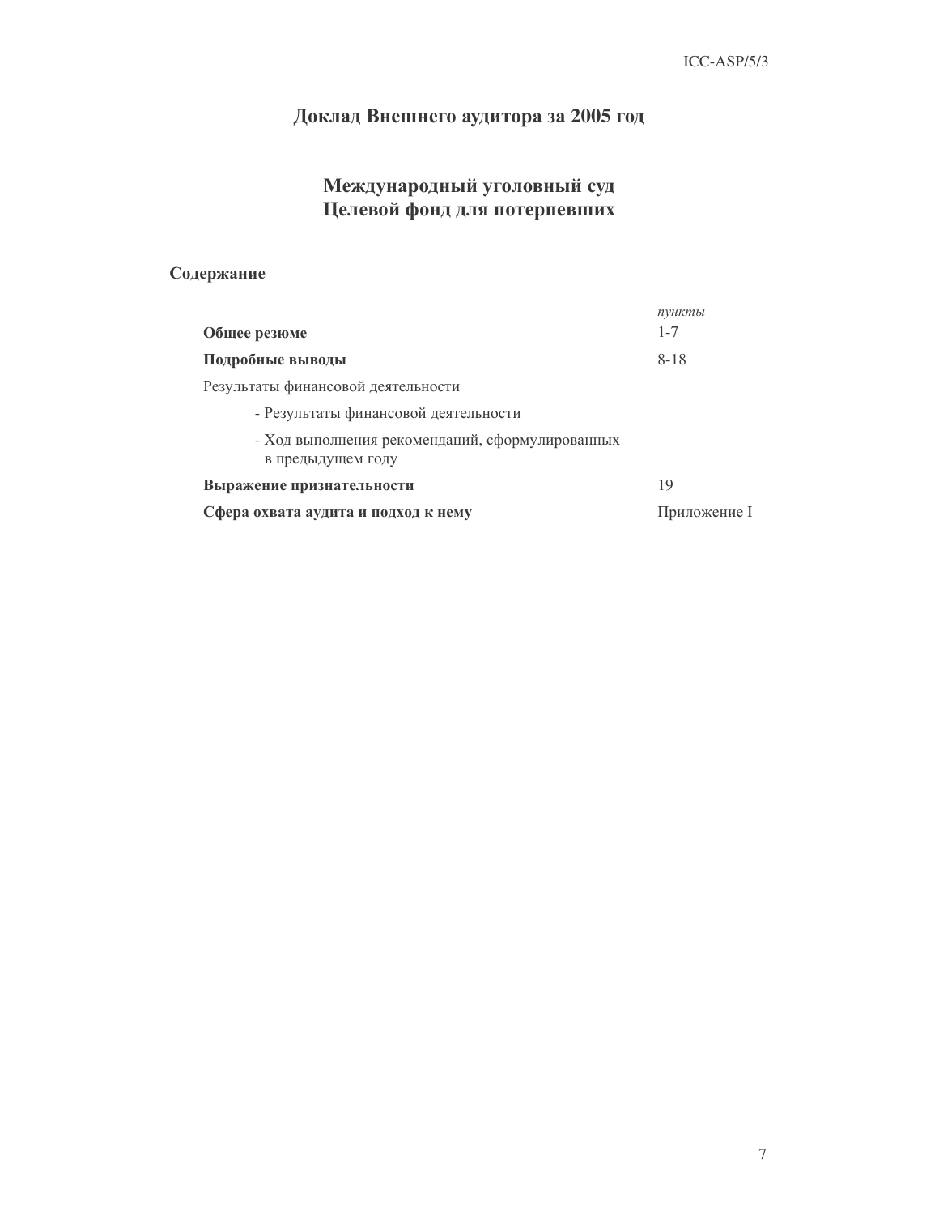# Доклад Внешнего аудитора за 2005 год

## Международный уголовный суд
## Целевой фонд для потерпевших

**Содержание**

| | *пункты* |
|---|---|
| **Общее резюме** | 1-7 |
| **Подробные выводы** | 8-18 |
| Результаты финансовой деятельности | |
| - Результаты финансовой деятельности | |
| - Ход выполнения рекомендаций, сформулированных в предыдущем году | |
| **Выражение признательности** | 19 |
| **Сфера охвата аудита и подход к нему** | Приложение I |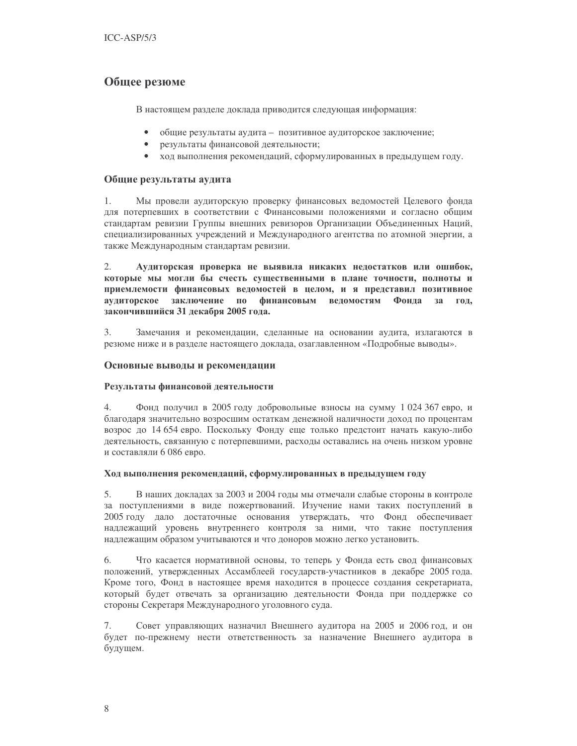## Общее резюме

В настоящем разделе доклада приводится следующая информация:

- общие результаты аудита – позитивное аудиторское заключение;
- результаты финансовой деятельности;
- ход выполнения рекомендаций, сформулированных в предыдущем году.

### Общие результаты аудита

1. Мы провели аудиторскую проверку финансовых ведомостей Целевого фонда для потерпевших в соответствии с Финансовыми положениями и согласно общим стандартам ревизии Группы внешних ревизоров Организации Объединенных Наций, специализированных учреждений и Международного агентства по атомной энергии, а также Международным стандартам ревизии.

2. **Аудиторская проверка не выявила никаких недостатков или ошибок, которые мы могли бы счесть существенными в плане точности, полноты и приемлемости финансовых ведомостей в целом, и я представил позитивное аудиторское заключение по финансовым ведомостям Фонда за год, закончившийся 31 декабря 2005 года.**

3. Замечания и рекомендации, сделанные на основании аудита, излагаются в резюме ниже и в разделе настоящего доклада, озаглавленном «Подробные выводы».

### Основные выводы и рекомендации

#### Результаты финансовой деятельности

4. Фонд получил в 2005 году добровольные взносы на сумму 1 024 367 евро, и благодаря значительно возросшим остаткам денежной наличности доход по процентам возрос до 14 654 евро. Поскольку Фонду еще только предстоит начать какую-либо деятельность, связанную с потерпевшими, расходы оставались на очень низком уровне и составляли 6 086 евро.

#### Ход выполнения рекомендаций, сформулированных в предыдущем году

5. В наших докладах за 2003 и 2004 годы мы отмечали слабые стороны в контроле за поступлениями в виде пожертвований. Изучение нами таких поступлений в 2005 году дало достаточные основания утверждать, что Фонд обеспечивает надлежащий уровень внутреннего контроля за ними, что такие поступления надлежащим образом учитываются и что доноров можно легко установить.

6. Что касается нормативной основы, то теперь у Фонда есть свод финансовых положений, утвержденных Ассамблеей государств-участников в декабре 2005 года. Кроме того, Фонд в настоящее время находится в процессе создания секретариата, который будет отвечать за организацию деятельности Фонда при поддержке со стороны Секретаря Международного уголовного суда.

7. Совет управляющих назначил Внешнего аудитора на 2005 и 2006 год, и он будет по-прежнему нести ответственность за назначение Внешнего аудитора в будущем.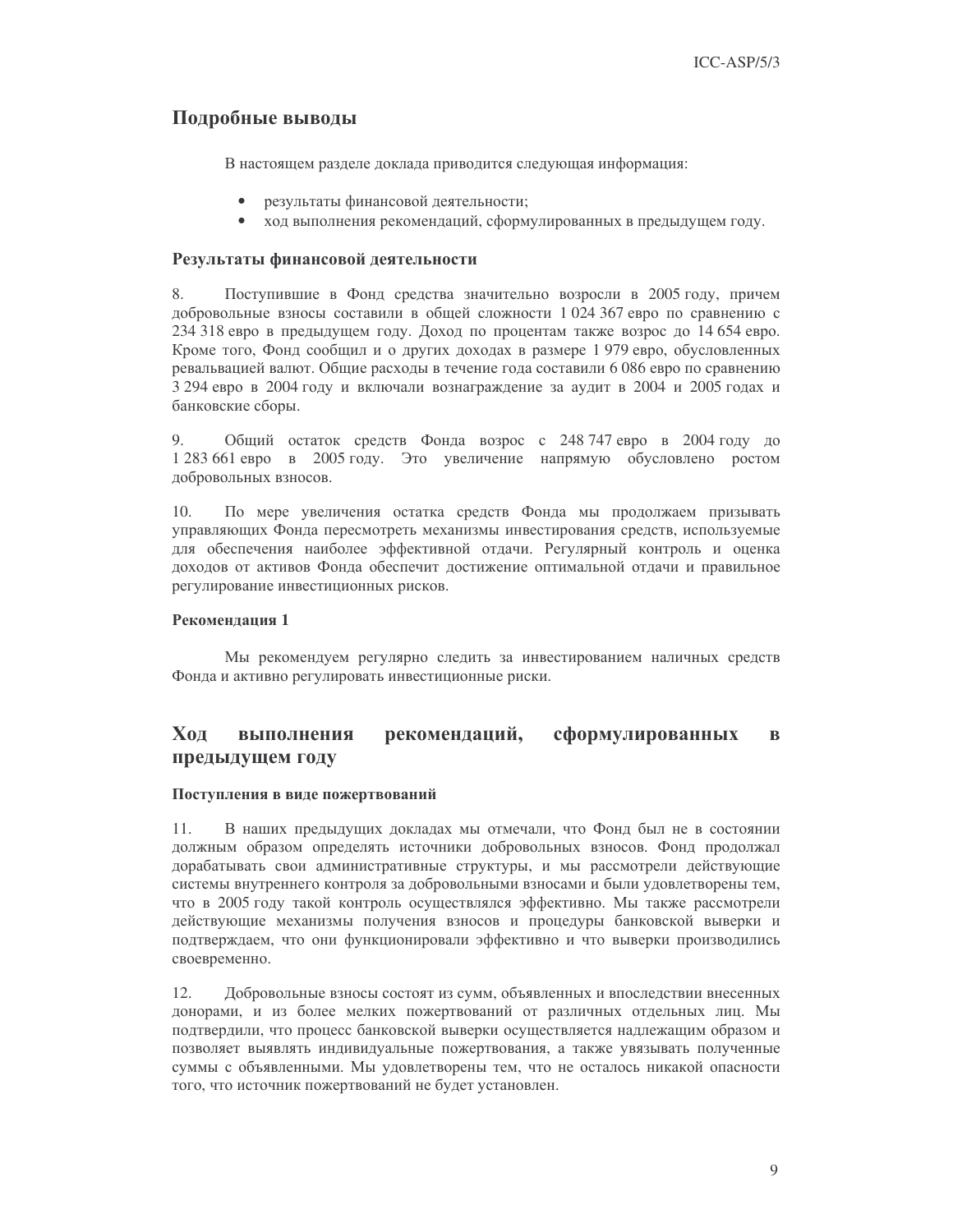## Подробные выводы

В настоящем разделе доклада приводится следующая информация:

- результаты финансовой деятельности;
- ход выполнения рекомендаций, сформулированных в предыдущем году.

### Результаты финансовой деятельности

8. Поступившие в Фонд средства значительно возросли в 2005 году, причем добровольные взносы составили в общей сложности 1 024 367 евро по сравнению с 234 318 евро в предыдущем году. Доход по процентам также возрос до 14 654 евро. Кроме того, Фонд сообщил и о других доходах в размере 1 979 евро, обусловленных ревальвацией валют. Общие расходы в течение года составили 6 086 евро по сравнению 3 294 евро в 2004 году и включали вознаграждение за аудит в 2004 и 2005 годах и банковские сборы.

9. Общий остаток средств Фонда возрос с 248 747 евро в 2004 году до 1 283 661 евро в 2005 году. Это увеличение напрямую обусловлено ростом добровольных взносов.

10. По мере увеличения остатка средств Фонда мы продолжаем призывать управляющих Фонда пересмотреть механизмы инвестирования средств, используемые для обеспечения наиболее эффективной отдачи. Регулярный контроль и оценка доходов от активов Фонда обеспечит достижение оптимальной отдачи и правильное регулирование инвестиционных рисков.

#### Рекомендация 1

Мы рекомендуем регулярно следить за инвестированием наличных средств Фонда и активно регулировать инвестиционные риски.

## Ход выполнения рекомендаций, сформулированных в предыдущем году

### Поступления в виде пожертвований

11. В наших предыдущих докладах мы отмечали, что Фонд был не в состоянии должным образом определять источники добровольных взносов. Фонд продолжал дорабатывать свои административные структуры, и мы рассмотрели действующие системы внутреннего контроля за добровольными взносами и были удовлетворены тем, что в 2005 году такой контроль осуществлялся эффективно. Мы также рассмотрели действующие механизмы получения взносов и процедуры банковской выверки и подтверждаем, что они функционировали эффективно и что выверки производились своевременно.

12. Добровольные взносы состоят из сумм, объявленных и впоследствии внесенных донорами, и из более мелких пожертвований от различных отдельных лиц. Мы подтвердили, что процесс банковской выверки осуществляется надлежащим образом и позволяет выявлять индивидуальные пожертвования, а также увязывать полученные суммы с объявленными. Мы удовлетворены тем, что не осталось никакой опасности того, что источник пожертвований не будет установлен.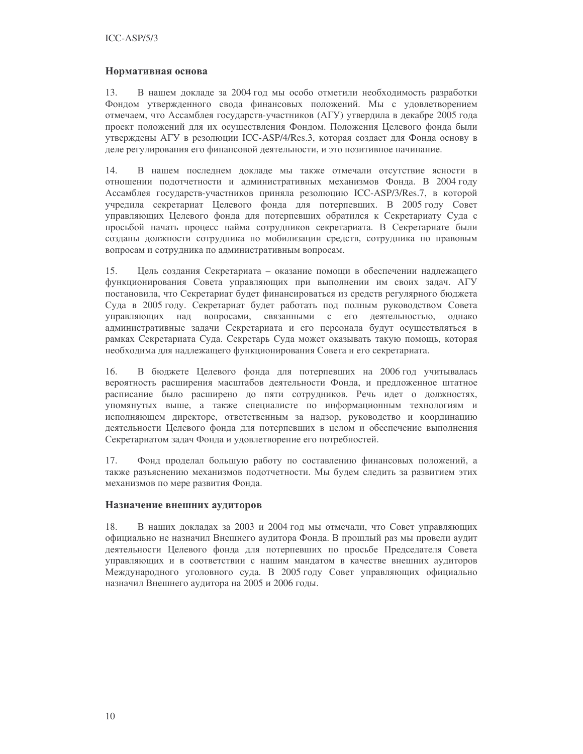## Нормативная основа

13. В нашем докладе за 2004 год мы особо отметили необходимость разработки Фондом утвержденного свода финансовых положений. Мы с удовлетворением отмечаем, что Ассамблея государств-участников (АГУ) утвердила в декабре 2005 года проект положений для их осуществления Фондом. Положения Целевого фонда были утверждены АГУ в резолюции ICC-ASP/4/Res.3, которая создает для Фонда основу в деле регулирования его финансовой деятельности, и это позитивное начинание.

14. В нашем последнем докладе мы также отмечали отсутствие ясности в отношении подотчетности и административных механизмов Фонда. В 2004 году Ассамблея государств-участников приняла резолюцию ICC-ASP/3/Res.7, в которой учредила секретариат Целевого фонда для потерпевших. В 2005 году Совет управляющих Целевого фонда для потерпевших обратился к Секретариату Суда с просьбой начать процесс найма сотрудников секретариата. В Секретариате были созданы должности сотрудника по мобилизации средств, сотрудника по правовым вопросам и сотрудника по административным вопросам.

15. Цель создания Секретариата – оказание помощи в обеспечении надлежащего функционирования Совета управляющих при выполнении им своих задач. АГУ постановила, что Секретариат будет финансироваться из средств регулярного бюджета Суда в 2005 году. Секретариат будет работать под полным руководством Совета управляющих над вопросами, связанными с его деятельностью, однако административные задачи Секретариата и его персонала будут осуществляться в рамках Секретариата Суда. Секретарь Суда может оказывать такую помощь, которая необходима для надлежащего функционирования Совета и его секретариата.

16. В бюджете Целевого фонда для потерпевших на 2006 год учитывалась вероятность расширения масштабов деятельности Фонда, и предложенное штатное расписание было расширено до пяти сотрудников. Речь идет о должностях, упомянутых выше, а также специалисте по информационным технологиям и исполняющем директоре, ответственным за надзор, руководство и координацию деятельности Целевого фонда для потерпевших в целом и обеспечение выполнения Секретариатом задач Фонда и удовлетворение его потребностей.

17. Фонд проделал большую работу по составлению финансовых положений, а также разъяснению механизмов подотчетности. Мы будем следить за развитием этих механизмов по мере развития Фонда.

## Назначение внешних аудиторов

18. В наших докладах за 2003 и 2004 год мы отмечали, что Совет управляющих официально не назначил Внешнего аудитора Фонда. В прошлый раз мы провели аудит деятельности Целевого фонда для потерпевших по просьбе Председателя Совета управляющих и в соответствии с нашим мандатом в качестве внешних аудиторов Международного уголовного суда. В 2005 году Совет управляющих официально назначил Внешнего аудитора на 2005 и 2006 годы.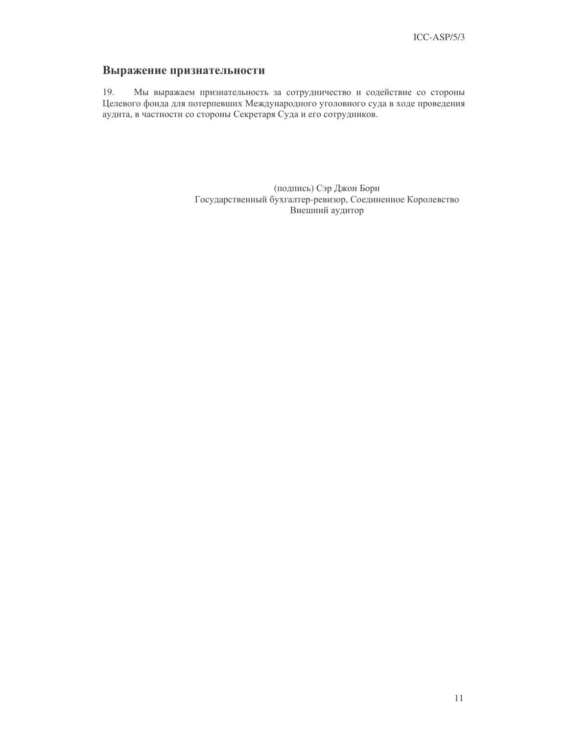## Выражение признательности

19. Мы выражаем признательность за сотрудничество и содействие со стороны Целевого фонда для потерпевших Международного уголовного суда в ходе проведения аудита, в частности со стороны Секретаря Суда и его сотрудников.

(подпись) Сэр Джон Борн
Государственный бухгалтер-ревизор, Соединенное Королевство
Внешний аудитор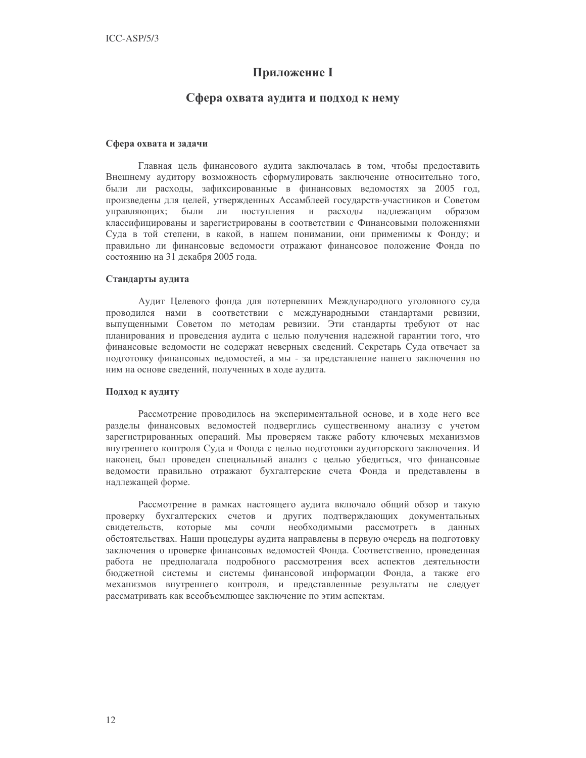# Приложение I

## Сфера охвата аудита и подход к нему

### Сфера охвата и задачи

Главная цель финансового аудита заключалась в том, чтобы предоставить Внешнему аудитору возможность сформулировать заключение относительно того, были ли расходы, зафиксированные в финансовых ведомостях за 2005 год, произведены для целей, утвержденных Ассамблеей государств-участников и Советом управляющих; были ли поступления и расходы надлежащим образом классифицированы и зарегистрированы в соответствии с Финансовыми положениями Суда в той степени, в какой, в нашем понимании, они применимы к Фонду; и правильно ли финансовые ведомости отражают финансовое положение Фонда по состоянию на 31 декабря 2005 года.

### Стандарты аудита

Аудит Целевого фонда для потерпевших Международного уголовного суда проводился нами в соответствии с международными стандартами ревизии, выпущенными Советом по методам ревизии. Эти стандарты требуют от нас планирования и проведения аудита с целью получения надежной гарантии того, что финансовые ведомости не содержат неверных сведений. Секретарь Суда отвечает за подготовку финансовых ведомостей, а мы - за представление нашего заключения по ним на основе сведений, полученных в ходе аудита.

### Подход к аудиту

Рассмотрение проводилось на экспериментальной основе, и в ходе него все разделы финансовых ведомостей подверглись существенному анализу с учетом зарегистрированных операций. Мы проверяем также работу ключевых механизмов внутреннего контроля Суда и Фонда с целью подготовки аудиторского заключения. И наконец, был проведен специальный анализ с целью убедиться, что финансовые ведомости правильно отражают бухгалтерские счета Фонда и представлены в надлежащей форме.

Рассмотрение в рамках настоящего аудита включало общий обзор и такую проверку бухгалтерских счетов и других подтверждающих документальных свидетельств, которые мы сочли необходимыми рассмотреть в данных обстоятельствах. Наши процедуры аудита направлены в первую очередь на подготовку заключения о проверке финансовых ведомостей Фонда. Соответственно, проведенная работа не предполагала подробного рассмотрения всех аспектов деятельности бюджетной системы и системы финансовой информации Фонда, а также его механизмов внутреннего контроля, и представленные результаты не следует рассматривать как всеобъемлющее заключение по этим аспектам.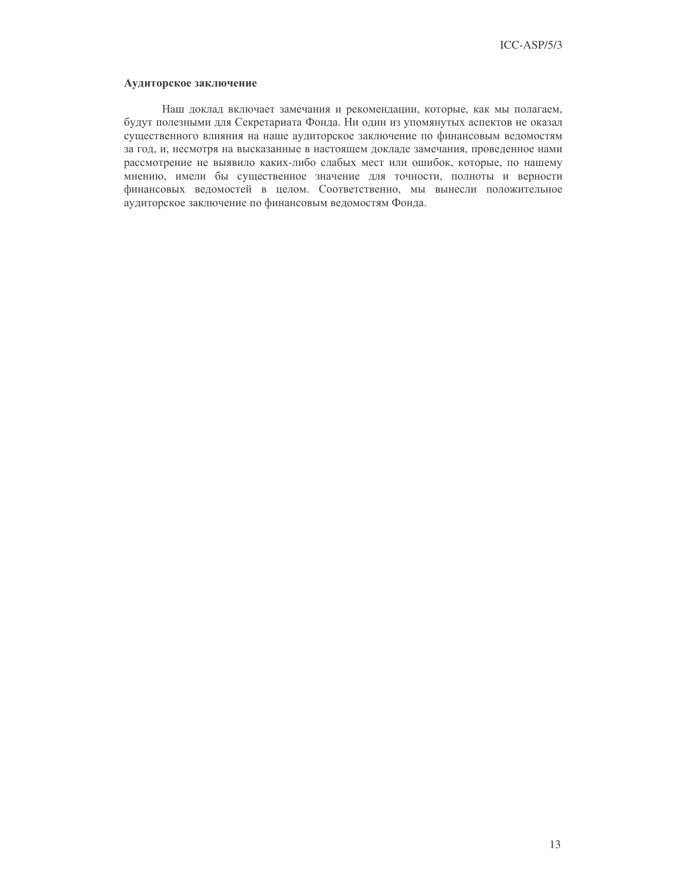**Аудиторское заключение**

Наш доклад включает замечания и рекомендации, которые, как мы полагаем, будут полезными для Секретариата Фонда. Ни один из упомянутых аспектов не оказал существенного влияния на наше аудиторское заключение по финансовым ведомостям за год, и, несмотря на высказанные в настоящем докладе замечания, проведенное нами рассмотрение не выявило каких-либо слабых мест или ошибок, которые, по нашему мнению, имели бы существенное значение для точности, полноты и верности финансовых ведомостей в целом. Соответственно, мы вынесли положительное аудиторское заключение по финансовым ведомостям Фонда.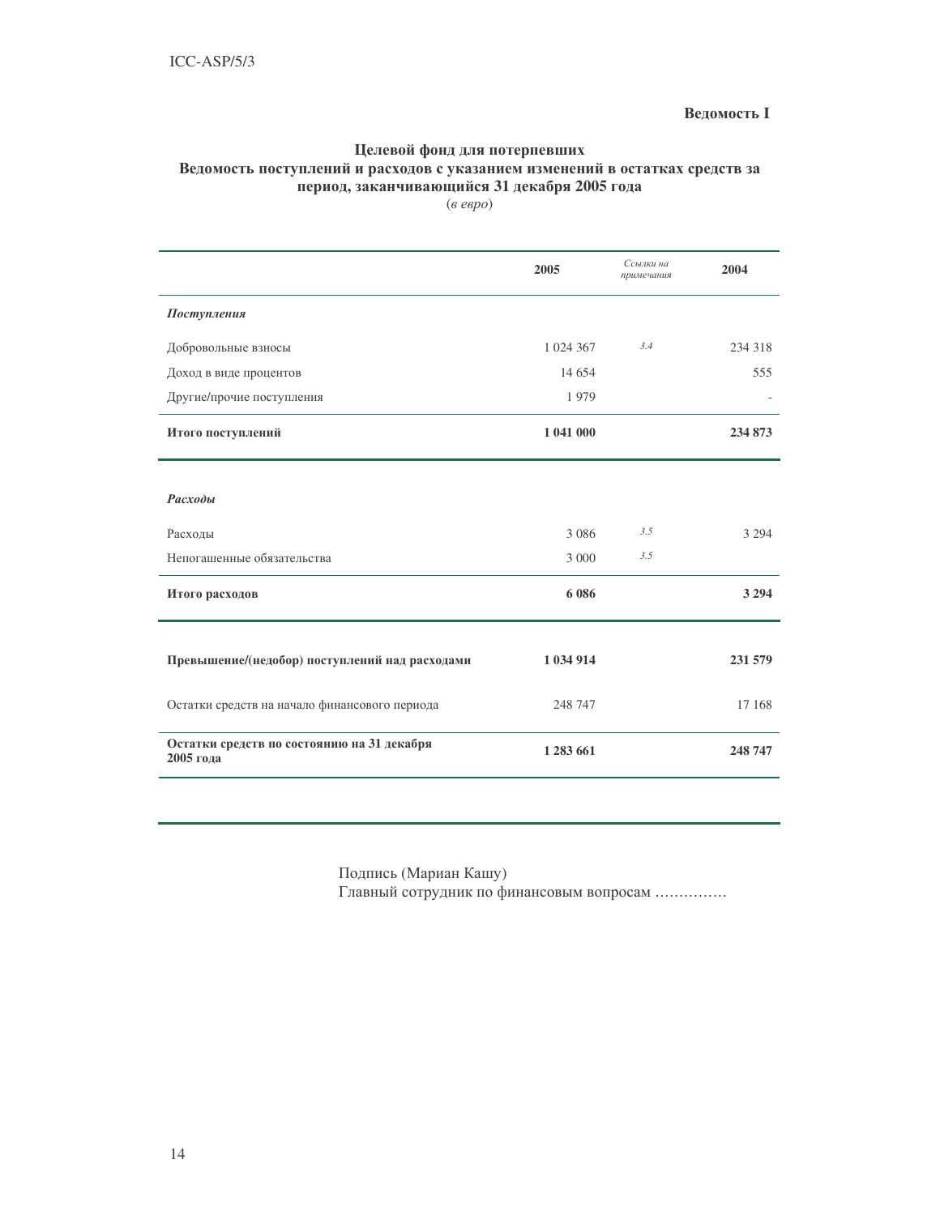**Ведомость I**

## Целевой фонд для потерпевших
## Ведомость поступлений и расходов с указанием изменений в остатках средств за период, заканчивающийся 31 декабря 2005 года

(*в евро*)

| | 2005 | *Ссылки на примечания* | 2004 |
|---|---|---|---|
| ***Поступления*** | | | |
| Добровольные взносы | 1 024 367 | *3.4* | 234 318 |
| Доход в виде процентов | 14 654 | | 555 |
| Другие/прочие поступления | 1 979 | | - |
| **Итого поступлений** | **1 041 000** | | **234 873** |
| ***Расходы*** | | | |
| Расходы | 3 086 | *3.5* | 3 294 |
| Непогашенные обязательства | 3 000 | *3.5* | |
| **Итого расходов** | **6 086** | | **3 294** |
| **Превышение/(недобор) поступлений над расходами** | **1 034 914** | | **231 579** |
| Остатки средств на начало финансового периода | 248 747 | | 17 168 |
| **Остатки средств по состоянию на 31 декабря 2005 года** | **1 283 661** | | **248 747** |

Подпись (Мариан Кашу)
Главный сотрудник по финансовым вопросам ……………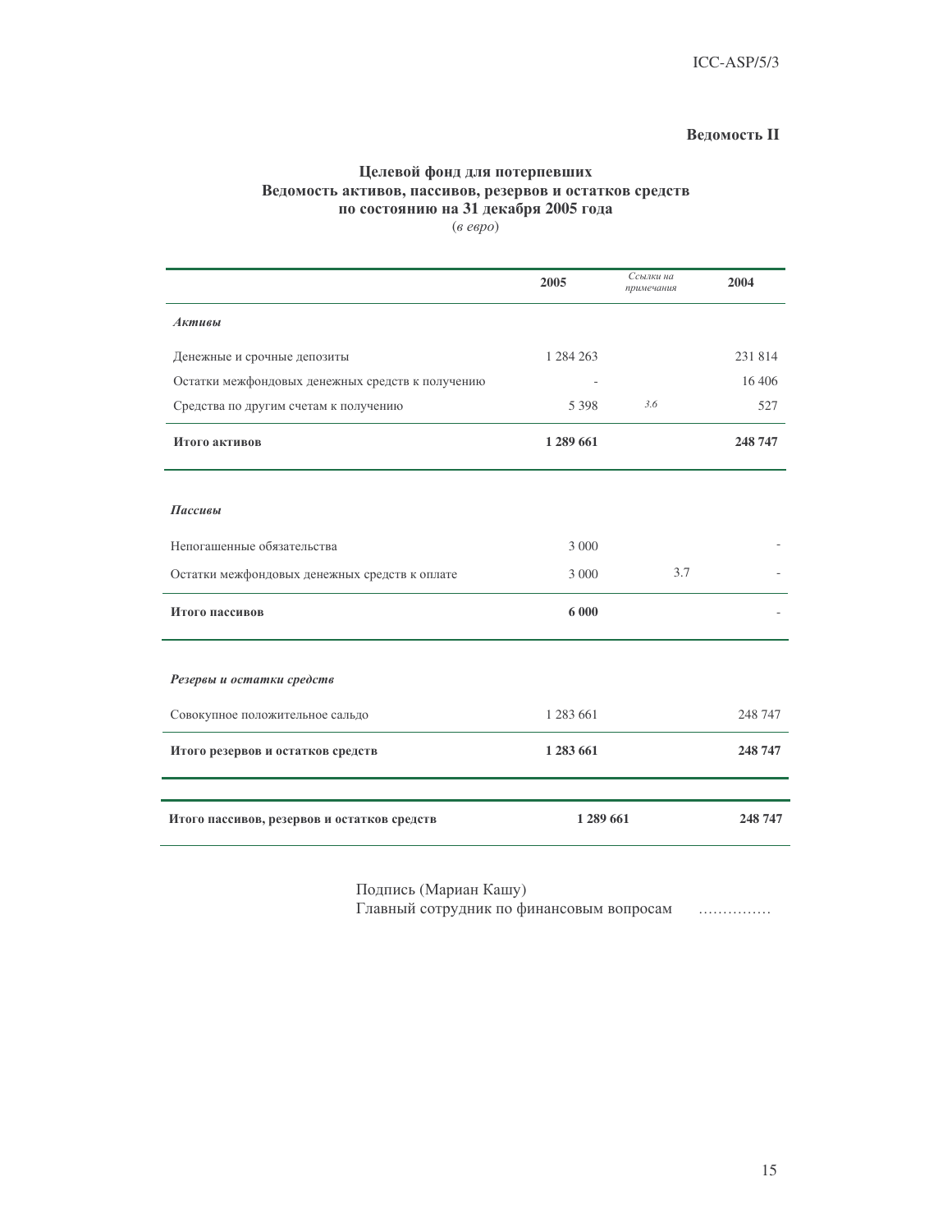**Ведомость II**

### Целевой фонд для потерпевших
### Ведомость активов, пассивов, резервов и остатков средств
### по состоянию на 31 декабря 2005 года

(*в евро*)

| | 2005 | *Ссылки на примечания* | 2004 |
|---|---|---|---|
| ***Активы*** | | | |
| Денежные и срочные депозиты | 1 284 263 | | 231 814 |
| Остатки межфондовых денежных средств к получению | - | | 16 406 |
| Средства по другим счетам к получению | 5 398 | *3.6* | 527 |
| **Итого активов** | **1 289 661** | | **248 747** |
| ***Пассивы*** | | | |
| Непогашенные обязательства | 3 000 | | - |
| Остатки межфондовых денежных средств к оплате | 3 000 | 3.7 | - |
| **Итого пассивов** | **6 000** | | - |
| ***Резервы и остатки средств*** | | | |
| Совокупное положительное сальдо | 1 283 661 | | 248 747 |
| **Итого резервов и остатков средств** | **1 283 661** | | **248 747** |
| **Итого пассивов, резервов и остатков средств** | **1 289 661** | | **248 747** |

Подпись (Мариан Кашу)
Главный сотрудник по финансовым вопросам ……………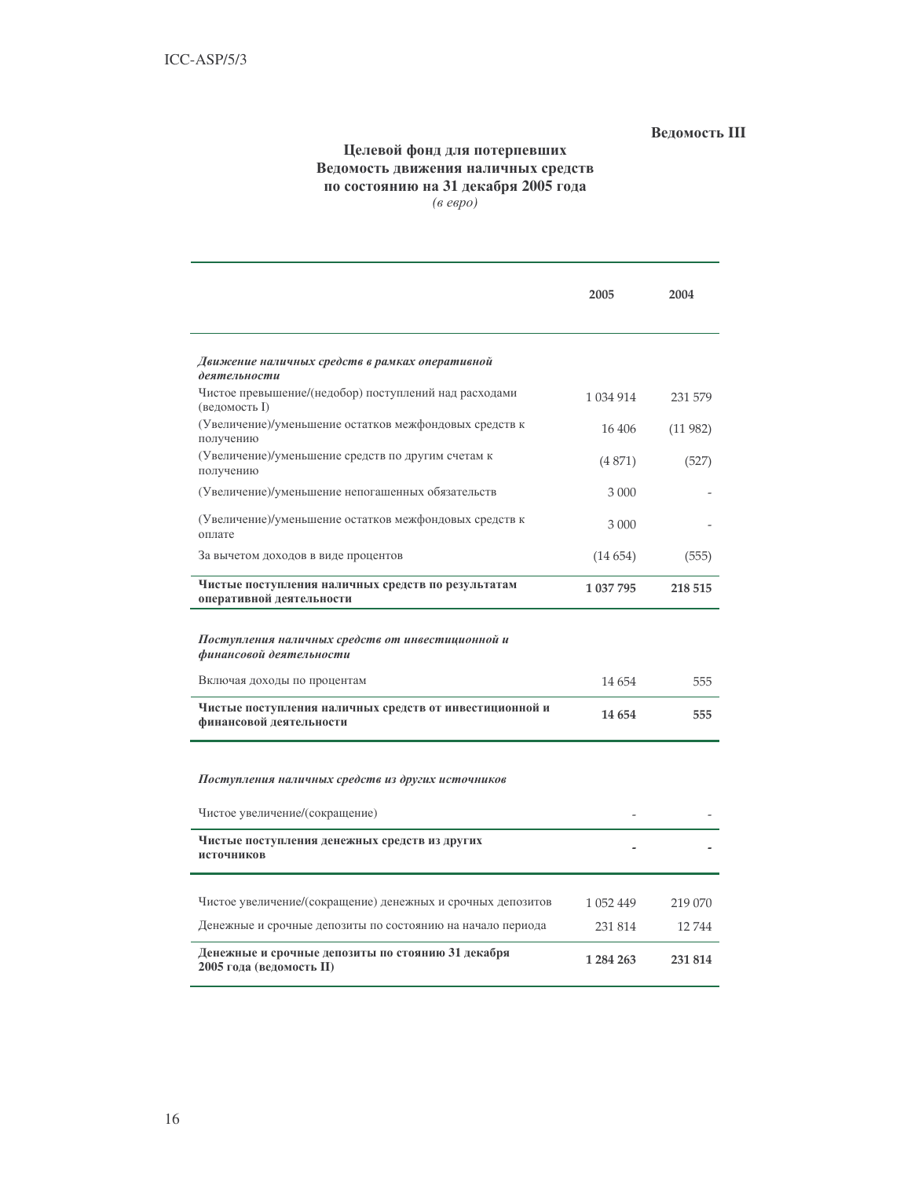**Ведомость III**

## Целевой фонд для потерпевших
## Ведомость движения наличных средств
## по состоянию на 31 декабря 2005 года

*(в евро)*

| | 2005 | 2004 |
|---|---|---|
| ***Движение наличных средств в рамках оперативной деятельности*** | | |
| Чистое превышение/(недобор) поступлений над расходами (ведомость I) | 1 034 914 | 231 579 |
| (Увеличение)/уменьшение остатков межфондовых средств к получению | 16 406 | (11 982) |
| (Увеличение)/уменьшение средств по другим счетам к получению | (4 871) | (527) |
| (Увеличение)/уменьшение непогашенных обязательств | 3 000 | - |
| (Увеличение)/уменьшение остатков межфондовых средств к оплате | 3 000 | - |
| За вычетом доходов в виде процентов | (14 654) | (555) |
| **Чистые поступления наличных средств по результатам оперативной деятельности** | **1 037 795** | **218 515** |
| ***Поступления наличных средств от инвестиционной и финансовой деятельности*** | | |
| Включая доходы по процентам | 14 654 | 555 |
| **Чистые поступления наличных средств от инвестиционной и финансовой деятельности** | **14 654** | **555** |
| ***Поступления наличных средств из других источников*** | | |
| Чистое увеличение/(сокращение) | - | - |
| **Чистые поступления денежных средств из других источников** | **-** | **-** |
| Чистое увеличение/(сокращение) денежных и срочных депозитов | 1 052 449 | 219 070 |
| Денежные и срочные депозиты по состоянию на начало периода | 231 814 | 12 744 |
| **Денежные и срочные депозиты по стоянию 31 декабря 2005 года (ведомость II)** | **1 284 263** | **231 814** |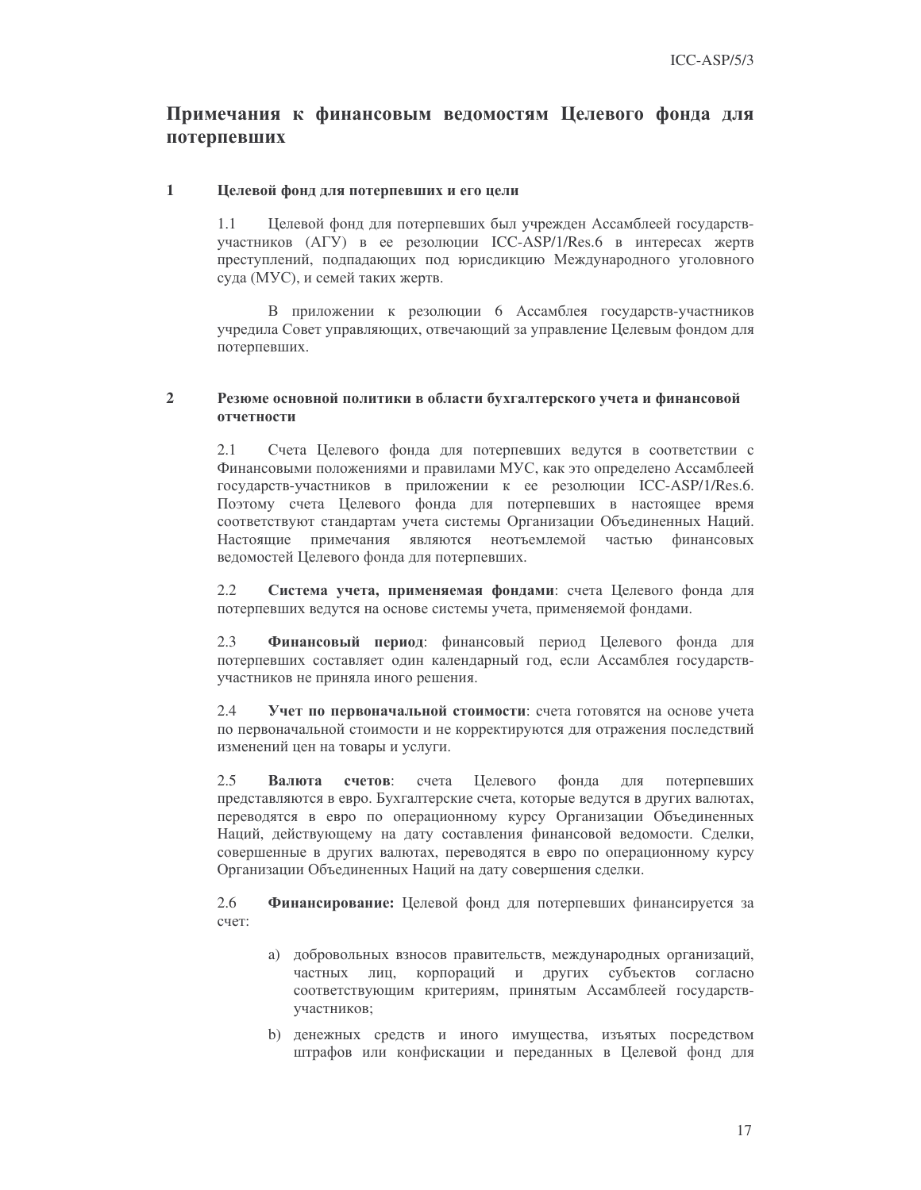## Примечания к финансовым ведомостям Целевого фонда для потерпевших

### 1 Целевой фонд для потерпевших и его цели

1.1 Целевой фонд для потерпевших был учрежден Ассамблеей государств-участников (АГУ) в ее резолюции ICC-ASP/1/Res.6 в интересах жертв преступлений, подпадающих под юрисдикцию Международного уголовного суда (МУС), и семей таких жертв.

В приложении к резолюции 6 Ассамблея государств-участников учредила Совет управляющих, отвечающий за управление Целевым фондом для потерпевших.

### 2 Резюме основной политики в области бухгалтерского учета и финансовой отчетности

2.1 Счета Целевого фонда для потерпевших ведутся в соответствии с Финансовыми положениями и правилами МУС, как это определено Ассамблеей государств-участников в приложении к ее резолюции ICC-ASP/1/Res.6. Поэтому счета Целевого фонда для потерпевших в настоящее время соответствуют стандартам учета системы Организации Объединенных Наций. Настоящие примечания являются неотъемлемой частью финансовых ведомостей Целевого фонда для потерпевших.

2.2 **Система учета, применяемая фондами**: счета Целевого фонда для потерпевших ведутся на основе системы учета, применяемой фондами.

2.3 **Финансовый период**: финансовый период Целевого фонда для потерпевших составляет один календарный год, если Ассамблея государств-участников не приняла иного решения.

2.4 **Учет по первоначальной стоимости**: счета готовятся на основе учета по первоначальной стоимости и не корректируются для отражения последствий изменений цен на товары и услуги.

2.5 **Валюта счетов**: счета Целевого фонда для потерпевших представляются в евро. Бухгалтерские счета, которые ведутся в других валютах, переводятся в евро по операционному курсу Организации Объединенных Наций, действующему на дату составления финансовой ведомости. Сделки, совершенные в других валютах, переводятся в евро по операционному курсу Организации Объединенных Наций на дату совершения сделки.

2.6 **Финансирование:** Целевой фонд для потерпевших финансируется за счет:

a) добровольных взносов правительств, международных организаций, частных лиц, корпораций и других субъектов согласно соответствующим критериям, принятым Ассамблеей государств-участников;

b) денежных средств и иного имущества, изъятых посредством штрафов или конфискации и переданных в Целевой фонд для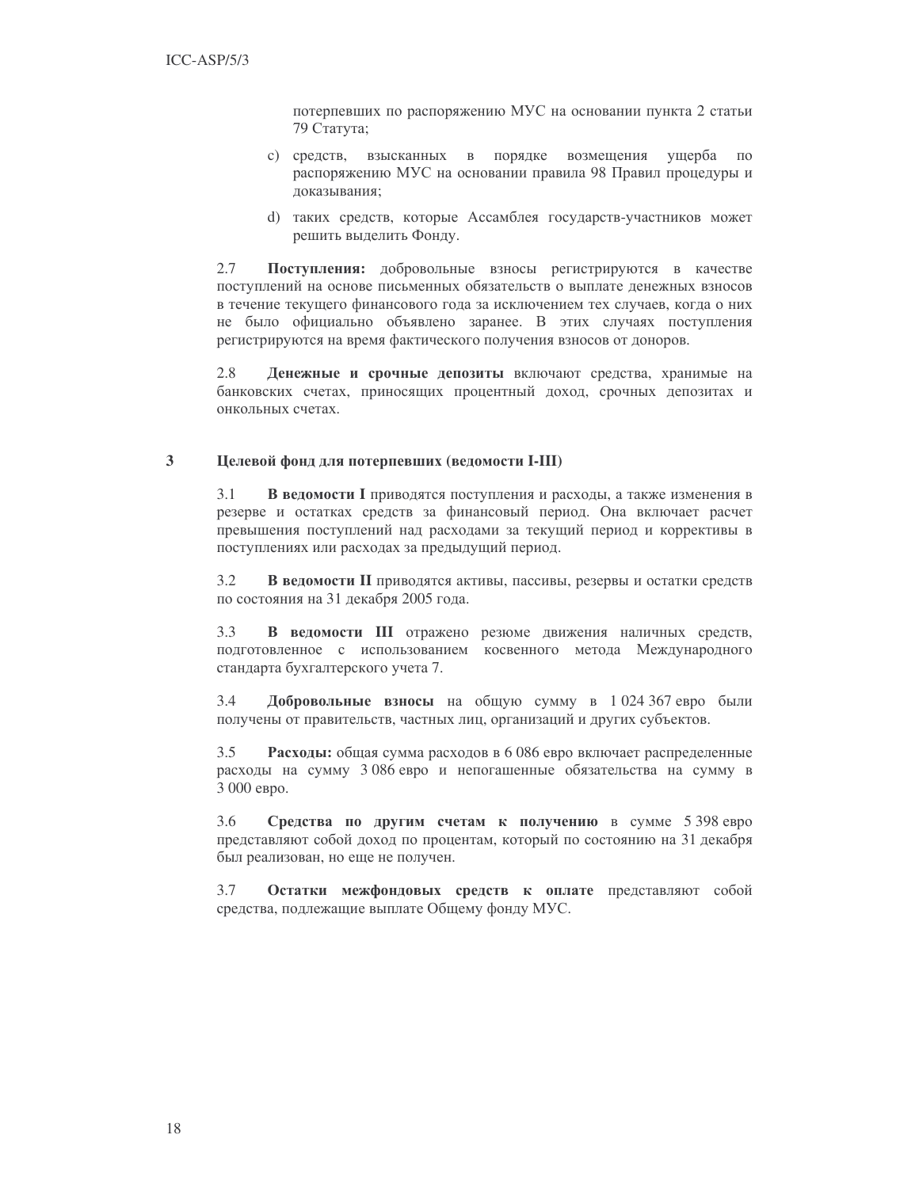потерпевших по распоряжению МУС на основании пункта 2 статьи 79 Статута;

c) средств, взысканных в порядке возмещения ущерба по распоряжению МУС на основании правила 98 Правил процедуры и доказывания;

d) таких средств, которые Ассамблея государств-участников может решить выделить Фонду.

2.7 **Поступления:** добровольные взносы регистрируются в качестве поступлений на основе письменных обязательств о выплате денежных взносов в течение текущего финансового года за исключением тех случаев, когда о них не было официально объявлено заранее. В этих случаях поступления регистрируются на время фактического получения взносов от доноров.

2.8 **Денежные и срочные депозиты** включают средства, хранимые на банковских счетах, приносящих процентный доход, срочных депозитах и онкольных счетах.

## 3 Целевой фонд для потерпевших (ведомости I-III)

3.1 **В ведомости I** приводятся поступления и расходы, а также изменения в резерве и остатках средств за финансовый период. Она включает расчет превышения поступлений над расходами за текущий период и коррективы в поступлениях или расходах за предыдущий период.

3.2 **В ведомости II** приводятся активы, пассивы, резервы и остатки средств по состояния на 31 декабря 2005 года.

3.3 **В ведомости III** отражено резюме движения наличных средств, подготовленное с использованием косвенного метода Международного стандарта бухгалтерского учета 7.

3.4 **Добровольные взносы** на общую сумму в 1 024 367 евро были получены от правительств, частных лиц, организаций и других субъектов.

3.5 **Расходы:** общая сумма расходов в 6 086 евро включает распределенные расходы на сумму 3 086 евро и непогашенные обязательства на сумму в 3 000 евро.

3.6 **Средства по другим счетам к получению** в сумме 5 398 евро представляют собой доход по процентам, который по состоянию на 31 декабря был реализован, но еще не получен.

3.7 **Остатки межфондовых средств к оплате** представляют собой средства, подлежащие выплате Общему фонду МУС.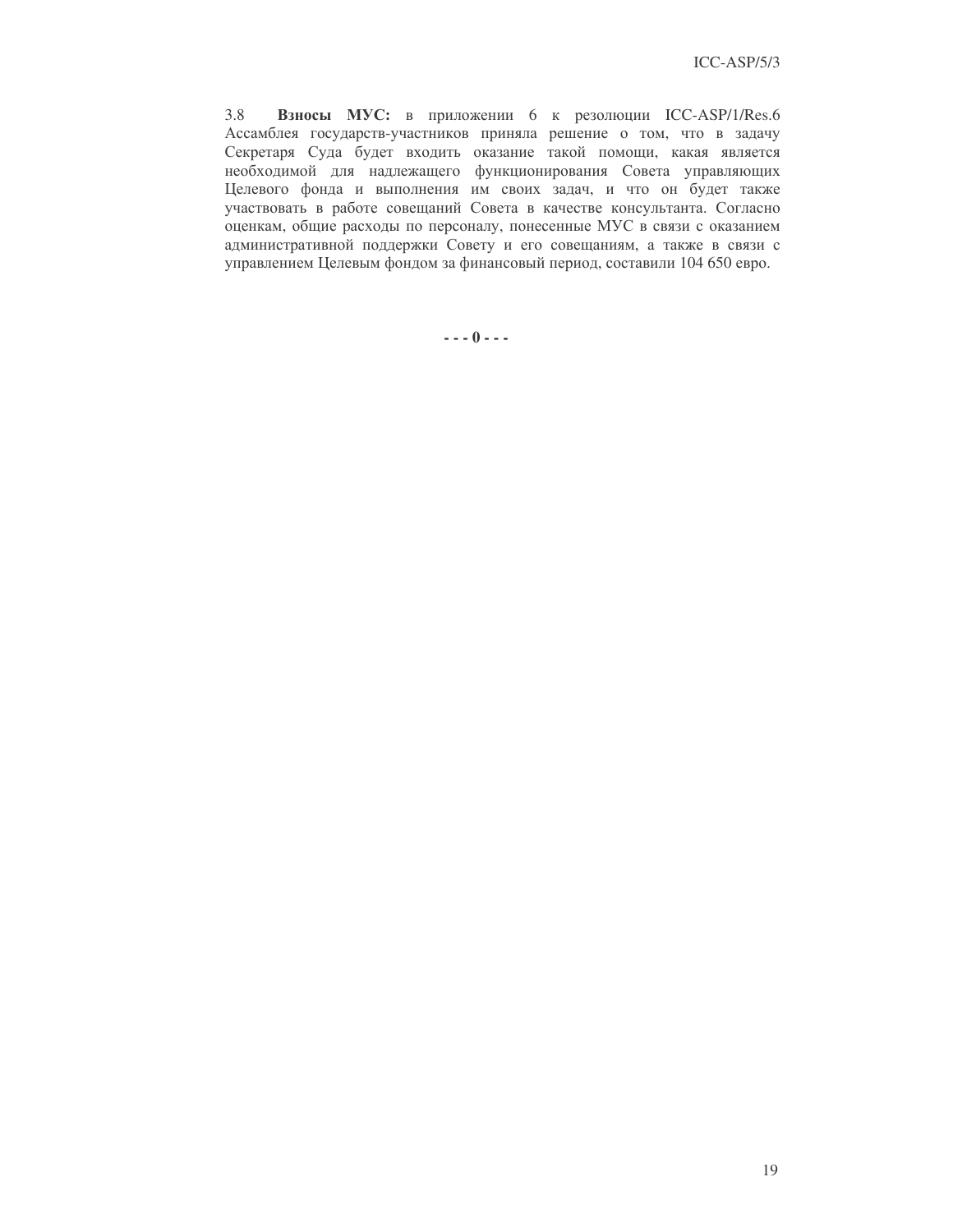3.8 **Взносы МУС:** в приложении 6 к резолюции ICC-ASP/1/Res.6 Ассамблея государств-участников приняла решение о том, что в задачу Секретаря Суда будет входить оказание такой помощи, какая является необходимой для надлежащего функционирования Совета управляющих Целевого фонда и выполнения им своих задач, и что он будет также участвовать в работе совещаний Совета в качестве консультанта. Согласно оценкам, общие расходы по персоналу, понесенные МУС в связи с оказанием административной поддержки Совету и его совещаниям, а также в связи с управлением Целевым фондом за финансовый период, составили 104 650 евро.

**- - - 0 - - -**